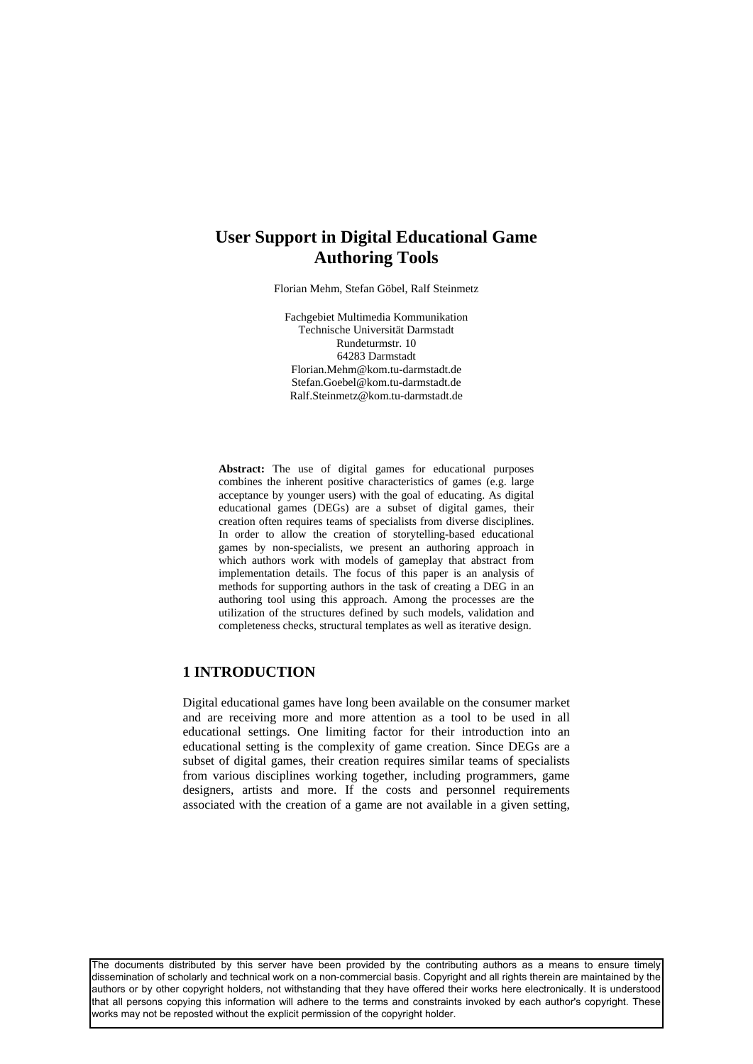# User Support in Digital Educational Game Authoring Tools

Florian Mehm, Stefan Göbel, Ralf Steinmetz

Fachgebiet Multimedia Kommunikation
Technische Universität Darmstadt
Rundeturmstr. 10
64283 Darmstadt
Florian.Mehm@kom.tu-darmstadt.de
Stefan.Goebel@kom.tu-darmstadt.de
Ralf.Steinmetz@kom.tu-darmstadt.de

**Abstract:** The use of digital games for educational purposes combines the inherent positive characteristics of games (e.g. large acceptance by younger users) with the goal of educating. As digital educational games (DEGs) are a subset of digital games, their creation often requires teams of specialists from diverse disciplines. In order to allow the creation of storytelling-based educational games by non-specialists, we present an authoring approach in which authors work with models of gameplay that abstract from implementation details. The focus of this paper is an analysis of methods for supporting authors in the task of creating a DEG in an authoring tool using this approach. Among the processes are the utilization of the structures defined by such models, validation and completeness checks, structural templates as well as iterative design.

## 1 INTRODUCTION

Digital educational games have long been available on the consumer market and are receiving more and more attention as a tool to be used in all educational settings. One limiting factor for their introduction into an educational setting is the complexity of game creation. Since DEGs are a subset of digital games, their creation requires similar teams of specialists from various disciplines working together, including programmers, game designers, artists and more. If the costs and personnel requirements associated with the creation of a game are not available in a given setting,

The documents distributed by this server have been provided by the contributing authors as a means to ensure timely dissemination of scholarly and technical work on a non-commercial basis. Copyright and all rights therein are maintained by the authors or by other copyright holders, not withstanding that they have offered their works here electronically. It is understood that all persons copying this information will adhere to the terms and constraints invoked by each author's copyright. These works may not be reposted without the explicit permission of the copyright holder.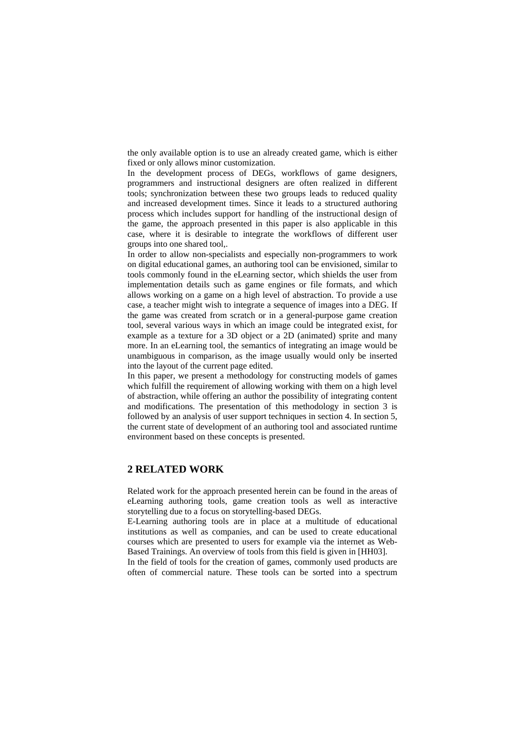the only available option is to use an already created game, which is either fixed or only allows minor customization.

In the development process of DEGs, workflows of game designers, programmers and instructional designers are often realized in different tools; synchronization between these two groups leads to reduced quality and increased development times. Since it leads to a structured authoring process which includes support for handling of the instructional design of the game, the approach presented in this paper is also applicable in this case, where it is desirable to integrate the workflows of different user groups into one shared tool,.

In order to allow non-specialists and especially non-programmers to work on digital educational games, an authoring tool can be envisioned, similar to tools commonly found in the eLearning sector, which shields the user from implementation details such as game engines or file formats, and which allows working on a game on a high level of abstraction. To provide a use case, a teacher might wish to integrate a sequence of images into a DEG. If the game was created from scratch or in a general-purpose game creation tool, several various ways in which an image could be integrated exist, for example as a texture for a 3D object or a 2D (animated) sprite and many more. In an eLearning tool, the semantics of integrating an image would be unambiguous in comparison, as the image usually would only be inserted into the layout of the current page edited.

In this paper, we present a methodology for constructing models of games which fulfill the requirement of allowing working with them on a high level of abstraction, while offering an author the possibility of integrating content and modifications. The presentation of this methodology in section 3 is followed by an analysis of user support techniques in section 4. In section 5, the current state of development of an authoring tool and associated runtime environment based on these concepts is presented.

## 2 RELATED WORK

Related work for the approach presented herein can be found in the areas of eLearning authoring tools, game creation tools as well as interactive storytelling due to a focus on storytelling-based DEGs.

E-Learning authoring tools are in place at a multitude of educational institutions as well as companies, and can be used to create educational courses which are presented to users for example via the internet as Web-Based Trainings. An overview of tools from this field is given in [HH03].

In the field of tools for the creation of games, commonly used products are often of commercial nature. These tools can be sorted into a spectrum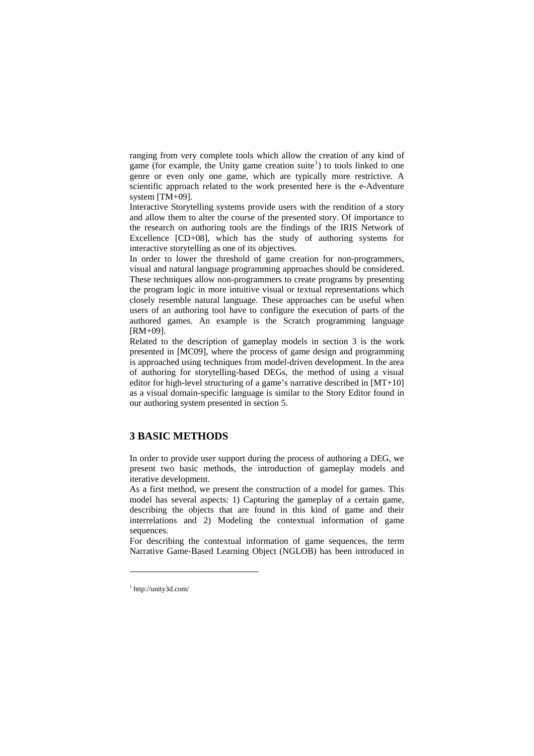ranging from very complete tools which allow the creation of any kind of game (for example, the Unity game creation suite[1]) to tools linked to one genre or even only one game, which are typically more restrictive. A scientific approach related to the work presented here is the e-Adventure system [TM+09].

Interactive Storytelling systems provide users with the rendition of a story and allow them to alter the course of the presented story. Of importance to the research on authoring tools are the findings of the IRIS Network of Excellence [CD+08], which has the study of authoring systems for interactive storytelling as one of its objectives.

In order to lower the threshold of game creation for non-programmers, visual and natural language programming approaches should be considered. These techniques allow non-programmers to create programs by presenting the program logic in more intuitive visual or textual representations which closely resemble natural language. These approaches can be useful when users of an authoring tool have to configure the execution of parts of the authored games. An example is the Scratch programming language [RM+09].

Related to the description of gameplay models in section 3 is the work presented in [MC09], where the process of game design and programming is approached using techniques from model-driven development. In the area of authoring for storytelling-based DEGs, the method of using a visual editor for high-level structuring of a game's narrative described in [MT+10] as a visual domain-specific language is similar to the Story Editor found in our authoring system presented in section 5.

## 3 BASIC METHODS

In order to provide user support during the process of authoring a DEG, we present two basic methods, the introduction of gameplay models and iterative development.

As a first method, we present the construction of a model for games. This model has several aspects: 1) Capturing the gameplay of a certain game, describing the objects that are found in this kind of game and their interrelations and 2) Modeling the contextual information of game sequences.

For describing the contextual information of game sequences, the term Narrative Game-Based Learning Object (NGLOB) has been introduced in

---

[1] http://unity3d.com/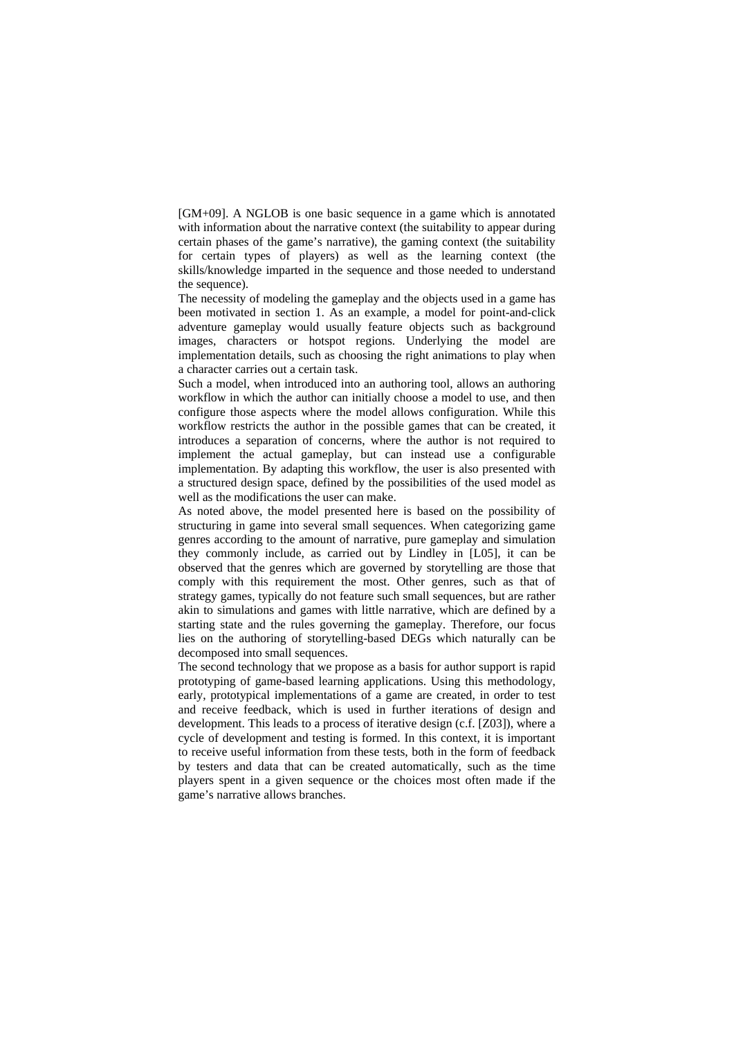[GM+09]. A NGLOB is one basic sequence in a game which is annotated with information about the narrative context (the suitability to appear during certain phases of the game's narrative), the gaming context (the suitability for certain types of players) as well as the learning context (the skills/knowledge imparted in the sequence and those needed to understand the sequence).

The necessity of modeling the gameplay and the objects used in a game has been motivated in section 1. As an example, a model for point-and-click adventure gameplay would usually feature objects such as background images, characters or hotspot regions. Underlying the model are implementation details, such as choosing the right animations to play when a character carries out a certain task.

Such a model, when introduced into an authoring tool, allows an authoring workflow in which the author can initially choose a model to use, and then configure those aspects where the model allows configuration. While this workflow restricts the author in the possible games that can be created, it introduces a separation of concerns, where the author is not required to implement the actual gameplay, but can instead use a configurable implementation. By adapting this workflow, the user is also presented with a structured design space, defined by the possibilities of the used model as well as the modifications the user can make.

As noted above, the model presented here is based on the possibility of structuring in game into several small sequences. When categorizing game genres according to the amount of narrative, pure gameplay and simulation they commonly include, as carried out by Lindley in [L05], it can be observed that the genres which are governed by storytelling are those that comply with this requirement the most. Other genres, such as that of strategy games, typically do not feature such small sequences, but are rather akin to simulations and games with little narrative, which are defined by a starting state and the rules governing the gameplay. Therefore, our focus lies on the authoring of storytelling-based DEGs which naturally can be decomposed into small sequences.

The second technology that we propose as a basis for author support is rapid prototyping of game-based learning applications. Using this methodology, early, prototypical implementations of a game are created, in order to test and receive feedback, which is used in further iterations of design and development. This leads to a process of iterative design (c.f. [Z03]), where a cycle of development and testing is formed. In this context, it is important to receive useful information from these tests, both in the form of feedback by testers and data that can be created automatically, such as the time players spent in a given sequence or the choices most often made if the game's narrative allows branches.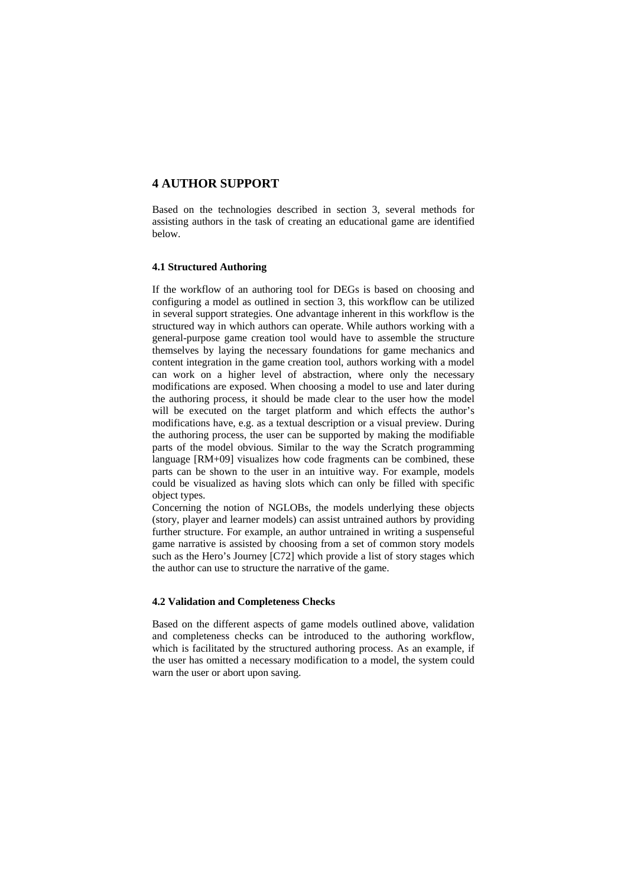# 4 AUTHOR SUPPORT

Based on the technologies described in section 3, several methods for assisting authors in the task of creating an educational game are identified below.

### 4.1 Structured Authoring

If the workflow of an authoring tool for DEGs is based on choosing and configuring a model as outlined in section 3, this workflow can be utilized in several support strategies. One advantage inherent in this workflow is the structured way in which authors can operate. While authors working with a general-purpose game creation tool would have to assemble the structure themselves by laying the necessary foundations for game mechanics and content integration in the game creation tool, authors working with a model can work on a higher level of abstraction, where only the necessary modifications are exposed. When choosing a model to use and later during the authoring process, it should be made clear to the user how the model will be executed on the target platform and which effects the author's modifications have, e.g. as a textual description or a visual preview. During the authoring process, the user can be supported by making the modifiable parts of the model obvious. Similar to the way the Scratch programming language [RM+09] visualizes how code fragments can be combined, these parts can be shown to the user in an intuitive way. For example, models could be visualized as having slots which can only be filled with specific object types.

Concerning the notion of NGLOBs, the models underlying these objects (story, player and learner models) can assist untrained authors by providing further structure. For example, an author untrained in writing a suspenseful game narrative is assisted by choosing from a set of common story models such as the Hero's Journey [C72] which provide a list of story stages which the author can use to structure the narrative of the game.

### 4.2 Validation and Completeness Checks

Based on the different aspects of game models outlined above, validation and completeness checks can be introduced to the authoring workflow, which is facilitated by the structured authoring process. As an example, if the user has omitted a necessary modification to a model, the system could warn the user or abort upon saving.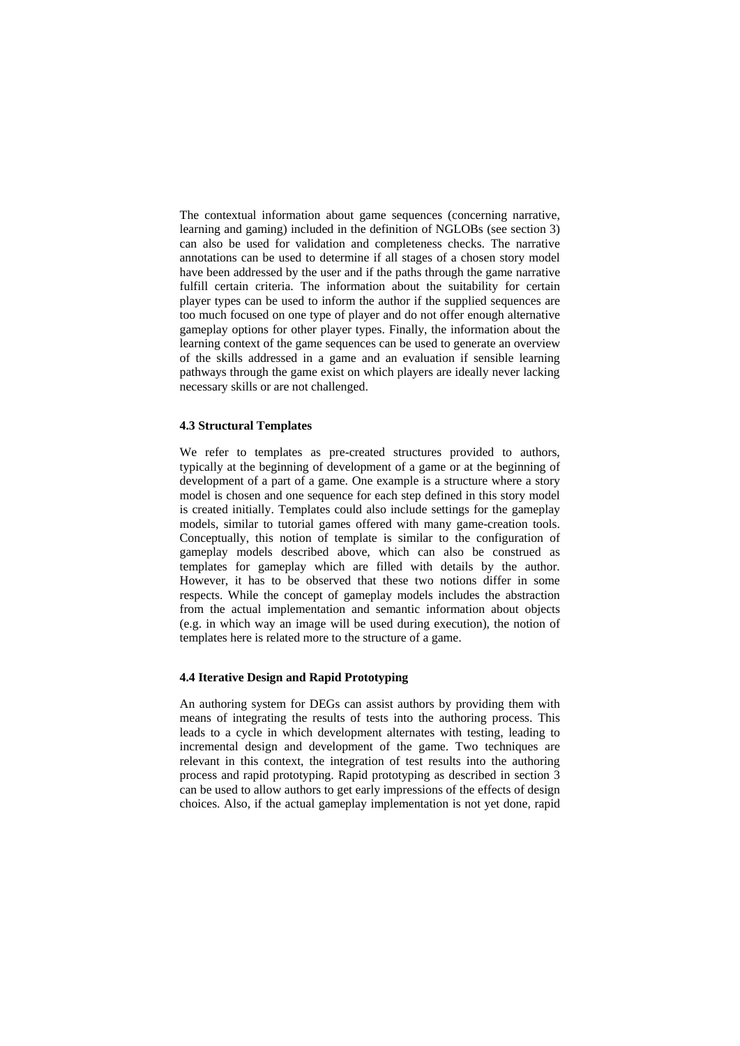The contextual information about game sequences (concerning narrative, learning and gaming) included in the definition of NGLOBs (see section 3) can also be used for validation and completeness checks. The narrative annotations can be used to determine if all stages of a chosen story model have been addressed by the user and if the paths through the game narrative fulfill certain criteria. The information about the suitability for certain player types can be used to inform the author if the supplied sequences are too much focused on one type of player and do not offer enough alternative gameplay options for other player types. Finally, the information about the learning context of the game sequences can be used to generate an overview of the skills addressed in a game and an evaluation if sensible learning pathways through the game exist on which players are ideally never lacking necessary skills or are not challenged.

### 4.3 Structural Templates

We refer to templates as pre-created structures provided to authors, typically at the beginning of development of a game or at the beginning of development of a part of a game. One example is a structure where a story model is chosen and one sequence for each step defined in this story model is created initially. Templates could also include settings for the gameplay models, similar to tutorial games offered with many game-creation tools. Conceptually, this notion of template is similar to the configuration of gameplay models described above, which can also be construed as templates for gameplay which are filled with details by the author. However, it has to be observed that these two notions differ in some respects. While the concept of gameplay models includes the abstraction from the actual implementation and semantic information about objects (e.g. in which way an image will be used during execution), the notion of templates here is related more to the structure of a game.

### 4.4 Iterative Design and Rapid Prototyping

An authoring system for DEGs can assist authors by providing them with means of integrating the results of tests into the authoring process. This leads to a cycle in which development alternates with testing, leading to incremental design and development of the game. Two techniques are relevant in this context, the integration of test results into the authoring process and rapid prototyping. Rapid prototyping as described in section 3 can be used to allow authors to get early impressions of the effects of design choices. Also, if the actual gameplay implementation is not yet done, rapid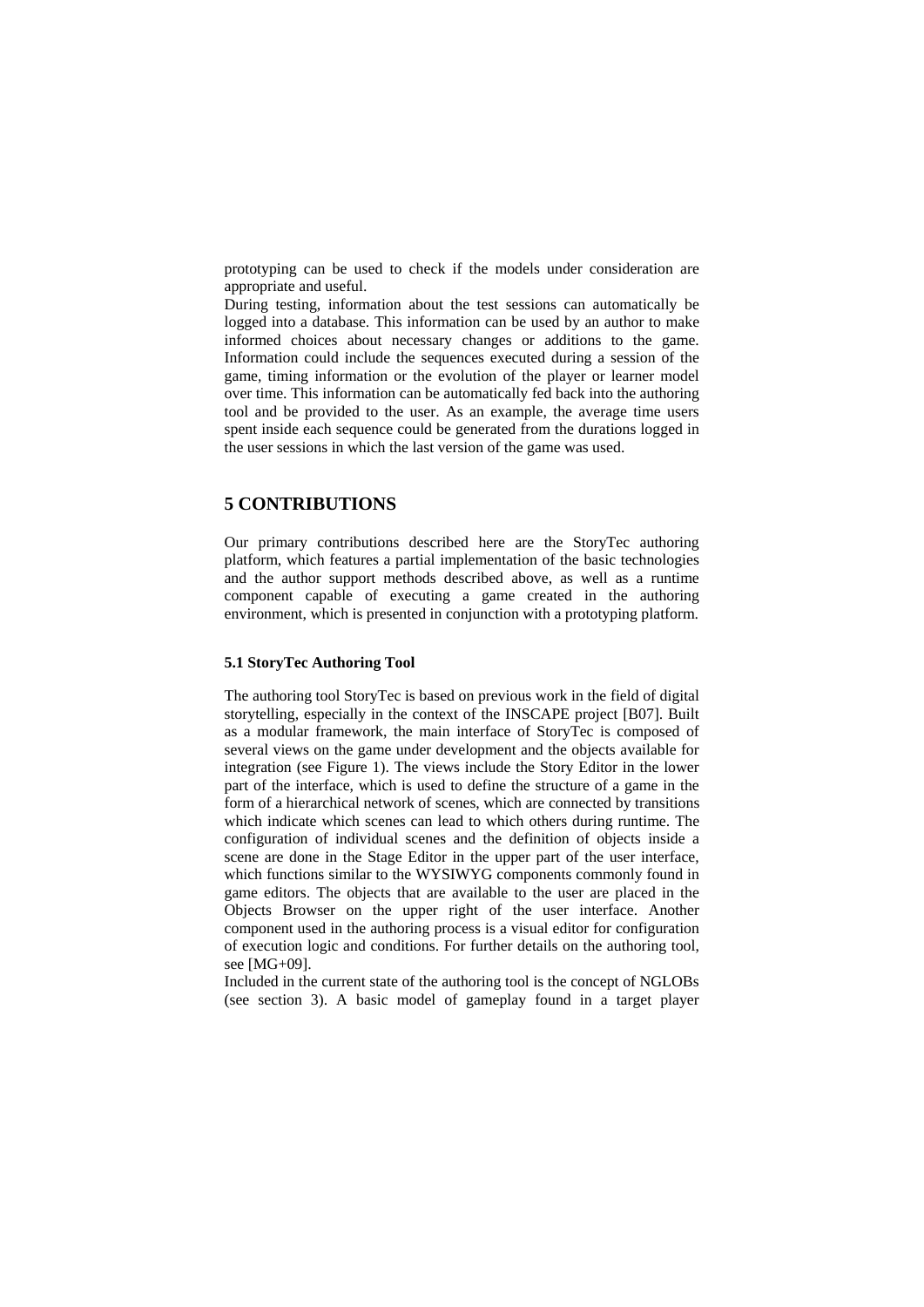prototyping can be used to check if the models under consideration are appropriate and useful.

During testing, information about the test sessions can automatically be logged into a database. This information can be used by an author to make informed choices about necessary changes or additions to the game. Information could include the sequences executed during a session of the game, timing information or the evolution of the player or learner model over time. This information can be automatically fed back into the authoring tool and be provided to the user. As an example, the average time users spent inside each sequence could be generated from the durations logged in the user sessions in which the last version of the game was used.

## 5 CONTRIBUTIONS

Our primary contributions described here are the StoryTec authoring platform, which features a partial implementation of the basic technologies and the author support methods described above, as well as a runtime component capable of executing a game created in the authoring environment, which is presented in conjunction with a prototyping platform.

### 5.1 StoryTec Authoring Tool

The authoring tool StoryTec is based on previous work in the field of digital storytelling, especially in the context of the INSCAPE project [B07]. Built as a modular framework, the main interface of StoryTec is composed of several views on the game under development and the objects available for integration (see Figure 1). The views include the Story Editor in the lower part of the interface, which is used to define the structure of a game in the form of a hierarchical network of scenes, which are connected by transitions which indicate which scenes can lead to which others during runtime. The configuration of individual scenes and the definition of objects inside a scene are done in the Stage Editor in the upper part of the user interface, which functions similar to the WYSIWYG components commonly found in game editors. The objects that are available to the user are placed in the Objects Browser on the upper right of the user interface. Another component used in the authoring process is a visual editor for configuration of execution logic and conditions. For further details on the authoring tool, see [MG+09].

Included in the current state of the authoring tool is the concept of NGLOBs (see section 3). A basic model of gameplay found in a target player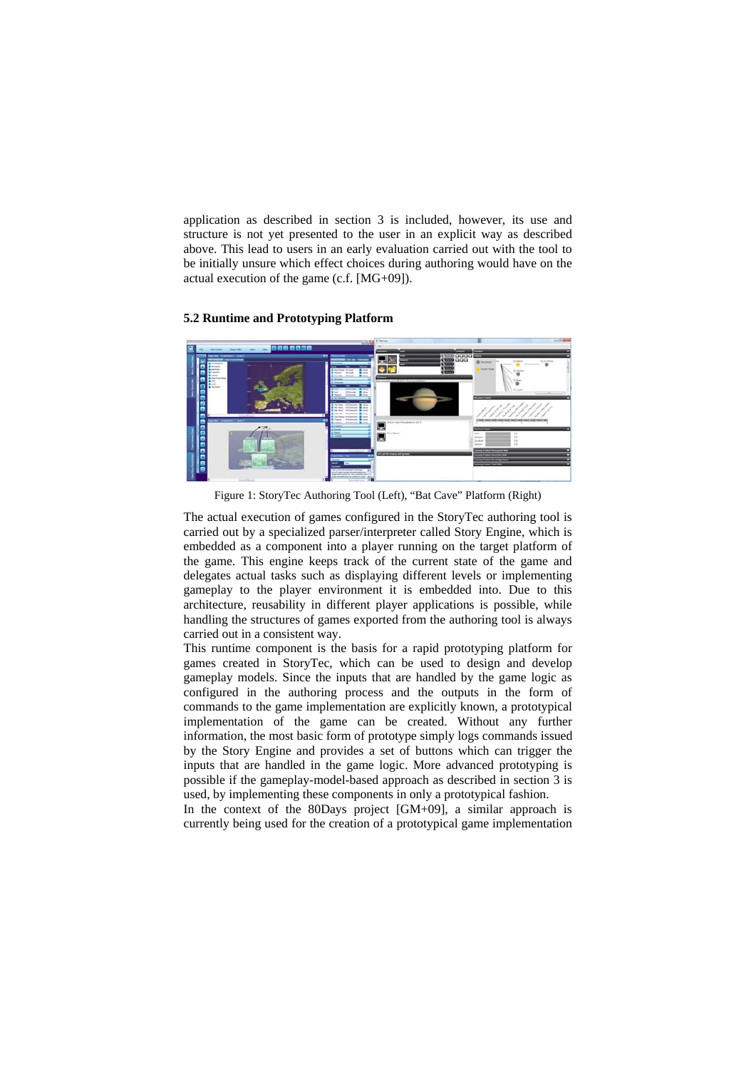application as described in section 3 is included, however, its use and structure is not yet presented to the user in an explicit way as described above. This lead to users in an early evaluation carried out with the tool to be initially unsure which effect choices during authoring would have on the actual execution of the game (c.f. [MG+09]).

### 5.2 Runtime and Prototyping Platform

Figure 1: StoryTec Authoring Tool (Left), "Bat Cave" Platform (Right)

The actual execution of games configured in the StoryTec authoring tool is carried out by a specialized parser/interpreter called Story Engine, which is embedded as a component into a player running on the target platform of the game. This engine keeps track of the current state of the game and delegates actual tasks such as displaying different levels or implementing gameplay to the player environment it is embedded into. Due to this architecture, reusability in different player applications is possible, while handling the structures of games exported from the authoring tool is always carried out in a consistent way.

This runtime component is the basis for a rapid prototyping platform for games created in StoryTec, which can be used to design and develop gameplay models. Since the inputs that are handled by the game logic as configured in the authoring process and the outputs in the form of commands to the game implementation are explicitly known, a prototypical implementation of the game can be created. Without any further information, the most basic form of prototype simply logs commands issued by the Story Engine and provides a set of buttons which can trigger the inputs that are handled in the game logic. More advanced prototyping is possible if the gameplay-model-based approach as described in section 3 is used, by implementing these components in only a prototypical fashion.

In the context of the 80Days project [GM+09], a similar approach is currently being used for the creation of a prototypical game implementation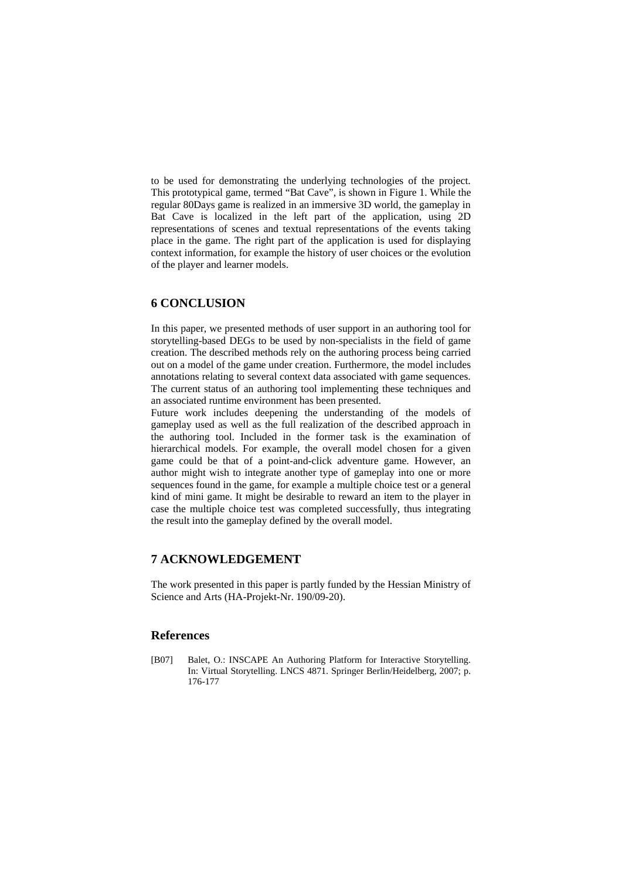to be used for demonstrating the underlying technologies of the project. This prototypical game, termed "Bat Cave", is shown in Figure 1. While the regular 80Days game is realized in an immersive 3D world, the gameplay in Bat Cave is localized in the left part of the application, using 2D representations of scenes and textual representations of the events taking place in the game. The right part of the application is used for displaying context information, for example the history of user choices or the evolution of the player and learner models.

## 6 CONCLUSION

In this paper, we presented methods of user support in an authoring tool for storytelling-based DEGs to be used by non-specialists in the field of game creation. The described methods rely on the authoring process being carried out on a model of the game under creation. Furthermore, the model includes annotations relating to several context data associated with game sequences. The current status of an authoring tool implementing these techniques and an associated runtime environment has been presented.

Future work includes deepening the understanding of the models of gameplay used as well as the full realization of the described approach in the authoring tool. Included in the former task is the examination of hierarchical models. For example, the overall model chosen for a given game could be that of a point-and-click adventure game. However, an author might wish to integrate another type of gameplay into one or more sequences found in the game, for example a multiple choice test or a general kind of mini game. It might be desirable to reward an item to the player in case the multiple choice test was completed successfully, thus integrating the result into the gameplay defined by the overall model.

## 7 ACKNOWLEDGEMENT

The work presented in this paper is partly funded by the Hessian Ministry of Science and Arts (HA-Projekt-Nr. 190/09-20).

## References

[B07] Balet, O.: INSCAPE An Authoring Platform for Interactive Storytelling. In: Virtual Storytelling. LNCS 4871. Springer Berlin/Heidelberg, 2007; p. 176-177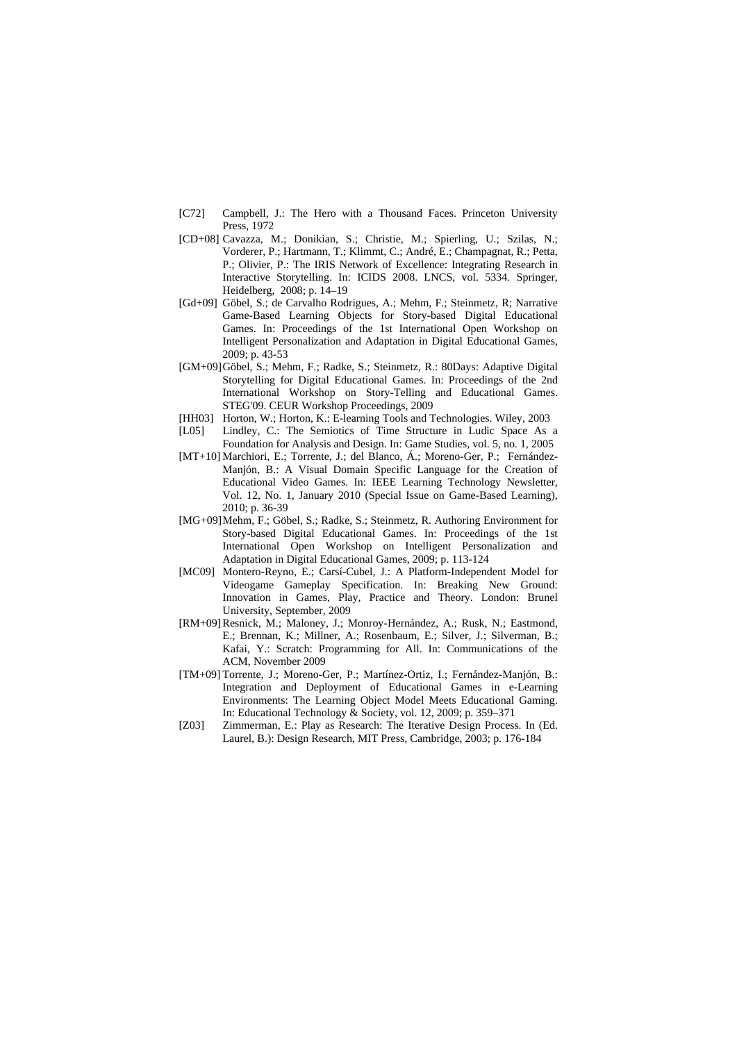[C72] Campbell, J.: The Hero with a Thousand Faces. Princeton University Press, 1972

[CD+08] Cavazza, M.; Donikian, S.; Christie, M.; Spierling, U.; Szilas, N.; Vorderer, P.; Hartmann, T.; Klimmt, C.; André, E.; Champagnat, R.; Petta, P.; Olivier, P.: The IRIS Network of Excellence: Integrating Research in Interactive Storytelling. In: ICIDS 2008. LNCS, vol. 5334. Springer, Heidelberg, 2008; p. 14–19

[Gd+09] Göbel, S.; de Carvalho Rodrigues, A.; Mehm, F.; Steinmetz, R; Narrative Game-Based Learning Objects for Story-based Digital Educational Games. In: Proceedings of the 1st International Open Workshop on Intelligent Personalization and Adaptation in Digital Educational Games, 2009; p. 43-53

[GM+09] Göbel, S.; Mehm, F.; Radke, S.; Steinmetz, R.: 80Days: Adaptive Digital Storytelling for Digital Educational Games. In: Proceedings of the 2nd International Workshop on Story-Telling and Educational Games. STEG'09. CEUR Workshop Proceedings, 2009

[HH03] Horton, W.; Horton, K.: E-learning Tools and Technologies. Wiley, 2003

[L05] Lindley, C.: The Semiotics of Time Structure in Ludic Space As a Foundation for Analysis and Design. In: Game Studies, vol. 5, no. 1, 2005

[MT+10] Marchiori, E.; Torrente, J.; del Blanco, Á.; Moreno-Ger, P.; Fernández-Manjón, B.: A Visual Domain Specific Language for the Creation of Educational Video Games. In: IEEE Learning Technology Newsletter, Vol. 12, No. 1, January 2010 (Special Issue on Game-Based Learning), 2010; p. 36-39

[MG+09] Mehm, F.; Göbel, S.; Radke, S.; Steinmetz, R. Authoring Environment for Story-based Digital Educational Games. In: Proceedings of the 1st International Open Workshop on Intelligent Personalization and Adaptation in Digital Educational Games, 2009; p. 113-124

[MC09] Montero-Reyno, E.; Carsí-Cubel, J.: A Platform-Independent Model for Videogame Gameplay Specification. In: Breaking New Ground: Innovation in Games, Play, Practice and Theory. London: Brunel University, September, 2009

[RM+09] Resnick, M.; Maloney, J.; Monroy-Hernández, A.; Rusk, N.; Eastmond, E.; Brennan, K.; Millner, A.; Rosenbaum, E.; Silver, J.; Silverman, B.; Kafai, Y.: Scratch: Programming for All. In: Communications of the ACM, November 2009

[TM+09] Torrente, J.; Moreno-Ger, P.; Martínez-Ortiz, I.; Fernández-Manjón, B.: Integration and Deployment of Educational Games in e-Learning Environments: The Learning Object Model Meets Educational Gaming. In: Educational Technology & Society, vol. 12, 2009; p. 359–371

[Z03] Zimmerman, E.: Play as Research: The Iterative Design Process. In (Ed. Laurel, B.): Design Research, MIT Press, Cambridge, 2003; p. 176-184